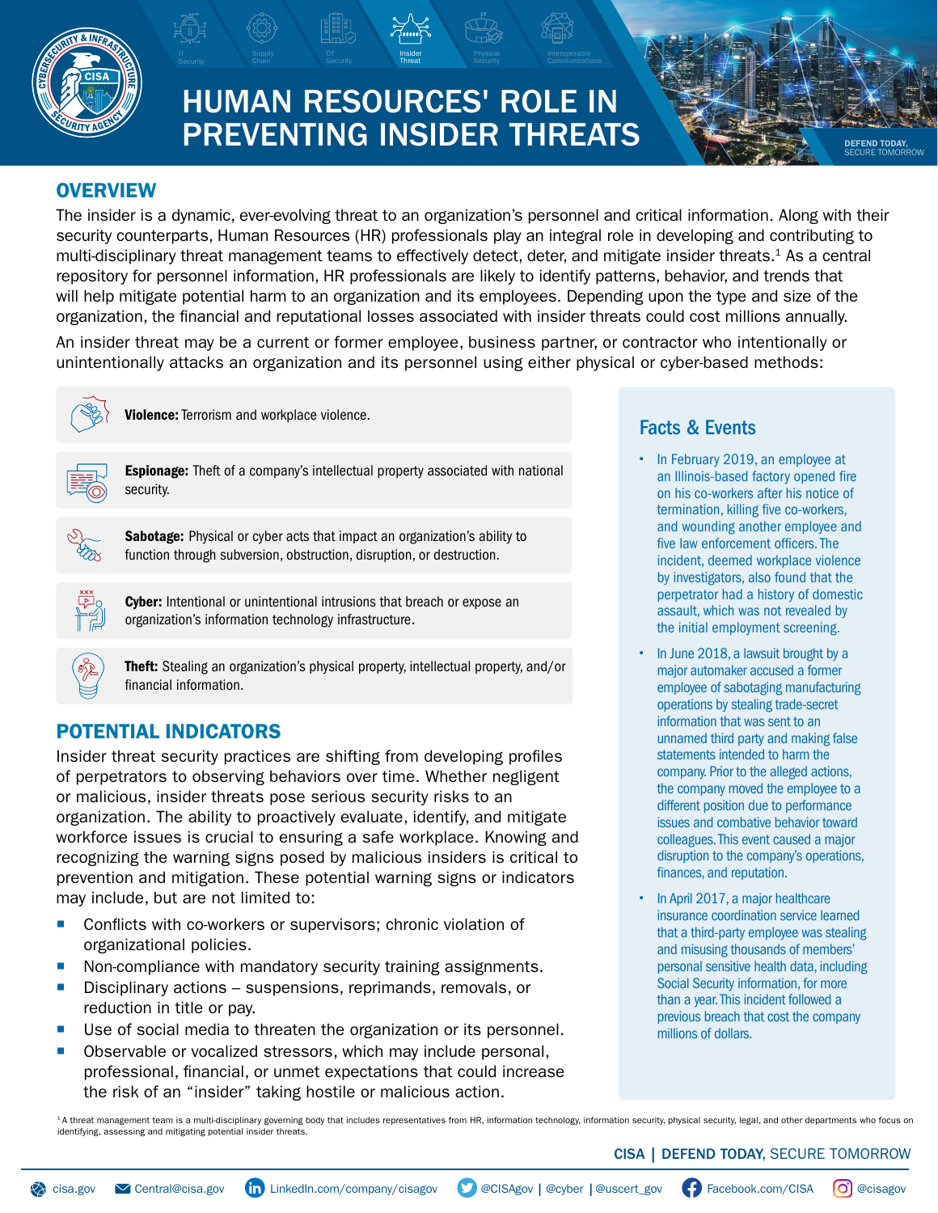# HUMAN RESOURCES' ROLE IN PREVENTING INSIDER THREATS

## OVERVIEW

The insider is a dynamic, ever-evolving threat to an organization's personnel and critical information. Along with their security counterparts, Human Resources (HR) professionals play an integral role in developing and contributing to multi-disciplinary threat management teams to effectively detect, deter, and mitigate insider threats.[1] As a central repository for personnel information, HR professionals are likely to identify patterns, behavior, and trends that will help mitigate potential harm to an organization and its employees. Depending upon the type and size of the organization, the financial and reputational losses associated with insider threats could cost millions annually.

An insider threat may be a current or former employee, business partner, or contractor who intentionally or unintentionally attacks an organization and its personnel using either physical or cyber-based methods:

**Violence:** Terrorism and workplace violence.

**Espionage:** Theft of a company's intellectual property associated with national security.

**Sabotage:** Physical or cyber acts that impact an organization's ability to function through subversion, obstruction, disruption, or destruction.

**Cyber:** Intentional or unintentional intrusions that breach or expose an organization's information technology infrastructure.

**Theft:** Stealing an organization's physical property, intellectual property, and/or financial information.

## POTENTIAL INDICATORS

Insider threat security practices are shifting from developing profiles of perpetrators to observing behaviors over time. Whether negligent or malicious, insider threats pose serious security risks to an organization. The ability to proactively evaluate, identify, and mitigate workforce issues is crucial to ensuring a safe workplace. Knowing and recognizing the warning signs posed by malicious insiders is critical to prevention and mitigation. These potential warning signs or indicators may include, but are not limited to:

- Conflicts with co-workers or supervisors; chronic violation of organizational policies.
- Non-compliance with mandatory security training assignments.
- Disciplinary actions – suspensions, reprimands, removals, or reduction in title or pay.
- Use of social media to threaten the organization or its personnel.
- Observable or vocalized stressors, which may include personal, professional, financial, or unmet expectations that could increase the risk of an "insider" taking hostile or malicious action.

## Facts & Events

- In February 2019, an employee at an Illinois-based factory opened fire on his co-workers after his notice of termination, killing five co-workers, and wounding another employee and five law enforcement officers. The incident, deemed workplace violence by investigators, also found that the perpetrator had a history of domestic assault, which was not revealed by the initial employment screening.
- In June 2018, a lawsuit brought by a major automaker accused a former employee of sabotaging manufacturing operations by stealing trade-secret information that was sent to an unnamed third party and making false statements intended to harm the company. Prior to the alleged actions, the company moved the employee to a different position due to performance issues and combative behavior toward colleagues. This event caused a major disruption to the company's operations, finances, and reputation.
- In April 2017, a major healthcare insurance coordination service learned that a third-party employee was stealing and misusing thousands of members' personal sensitive health data, including Social Security information, for more than a year. This incident followed a previous breach that cost the company millions of dollars.

[1] A threat management team is a multi-disciplinary governing body that includes representatives from HR, information technology, information security, physical security, legal, and other departments who focus on identifying, assessing and mitigating potential insider threats.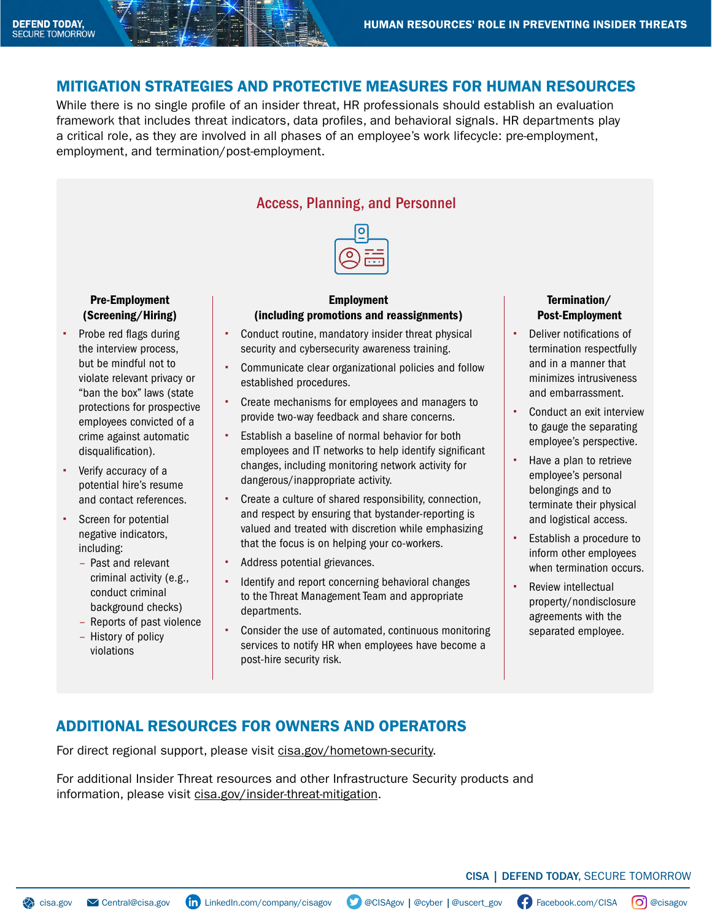## MITIGATION STRATEGIES AND PROTECTIVE MEASURES FOR HUMAN RESOURCES

While there is no single profile of an insider threat, HR professionals should establish an evaluation framework that includes threat indicators, data profiles, and behavioral signals. HR departments play a critical role, as they are involved in all phases of an employee's work lifecycle: pre-employment, employment, and termination/post-employment.

### Access, Planning, and Personnel

#### Pre-Employment (Screening/Hiring)

- Probe red flags during the interview process, but be mindful not to violate relevant privacy or "ban the box" laws (state protections for prospective employees convicted of a crime against automatic disqualification).
- Verify accuracy of a potential hire's resume and contact references.
- Screen for potential negative indicators, including:
  - Past and relevant criminal activity (e.g., conduct criminal background checks)
  - Reports of past violence
  - History of policy violations

#### Employment (including promotions and reassignments)

- Conduct routine, mandatory insider threat physical security and cybersecurity awareness training.
- Communicate clear organizational policies and follow established procedures.
- Create mechanisms for employees and managers to provide two-way feedback and share concerns.
- Establish a baseline of normal behavior for both employees and IT networks to help identify significant changes, including monitoring network activity for dangerous/inappropriate activity.
- Create a culture of shared responsibility, connection, and respect by ensuring that bystander-reporting is valued and treated with discretion while emphasizing that the focus is on helping your co-workers.
- Address potential grievances.
- Identify and report concerning behavioral changes to the Threat Management Team and appropriate departments.
- Consider the use of automated, continuous monitoring services to notify HR when employees have become a post-hire security risk.

#### Termination/ Post-Employment

- Deliver notifications of termination respectfully and in a manner that minimizes intrusiveness and embarrassment.
- Conduct an exit interview to gauge the separating employee's perspective.
- Have a plan to retrieve employee's personal belongings and to terminate their physical and logistical access.
- Establish a procedure to inform other employees when termination occurs.
- Review intellectual property/nondisclosure agreements with the separated employee.

## ADDITIONAL RESOURCES FOR OWNERS AND OPERATORS

For direct regional support, please visit cisa.gov/hometown-security.

For additional Insider Threat resources and other Infrastructure Security products and information, please visit cisa.gov/insider-threat-mitigation.